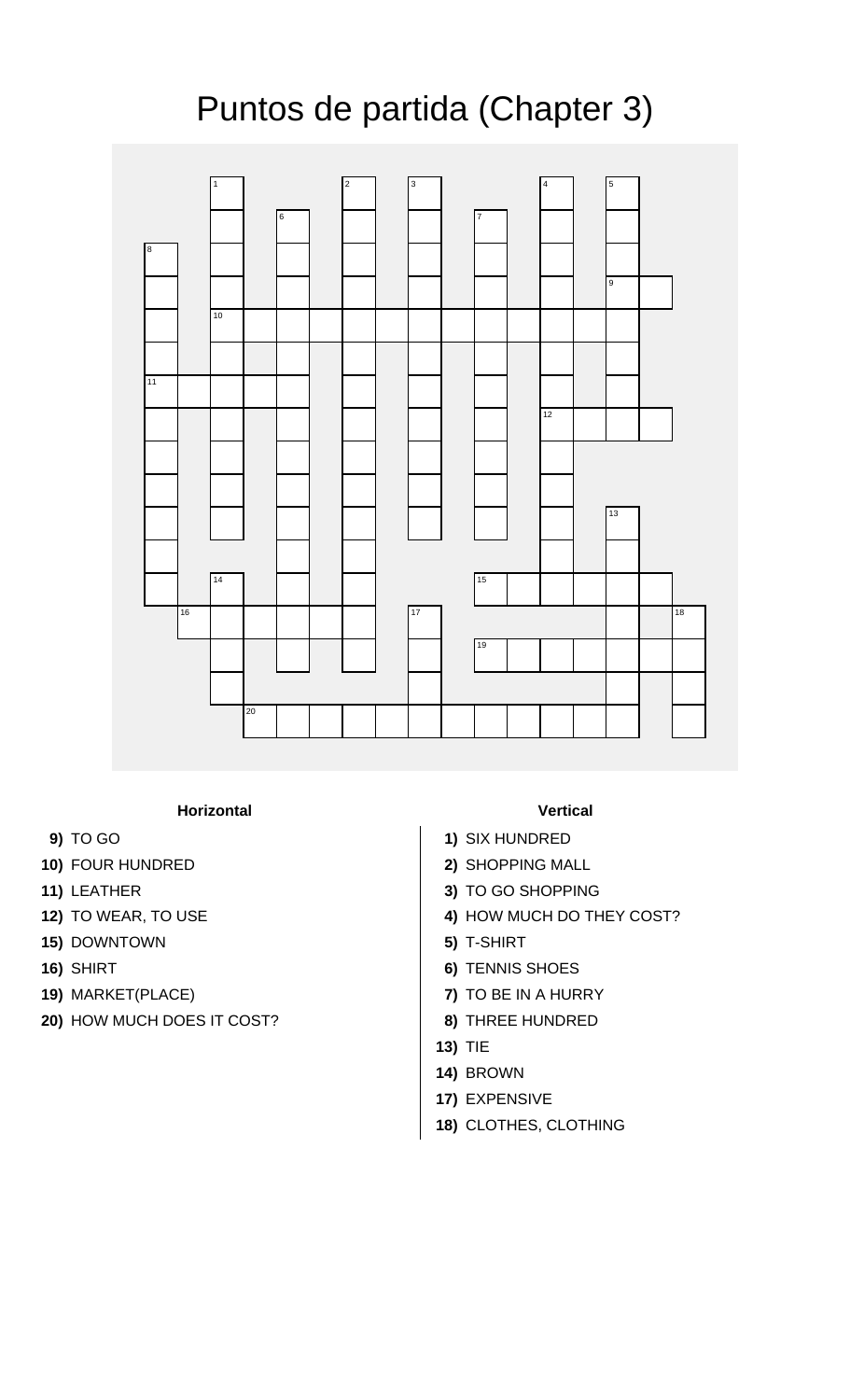# Puntos de partida (Chapter 3)

### Horizontal

**9)** TO GO
**10)** FOUR HUNDRED
**11)** LEATHER
**12)** TO WEAR, TO USE
**15)** DOWNTOWN
**16)** SHIRT
**19)** MARKET(PLACE)
**20)** HOW MUCH DOES IT COST?

### Vertical

**1)** SIX HUNDRED
**2)** SHOPPING MALL
**3)** TO GO SHOPPING
**4)** HOW MUCH DO THEY COST?
**5)** T-SHIRT
**6)** TENNIS SHOES
**7)** TO BE IN A HURRY
**8)** THREE HUNDRED
**13)** TIE
**14)** BROWN
**17)** EXPENSIVE
**18)** CLOTHES, CLOTHING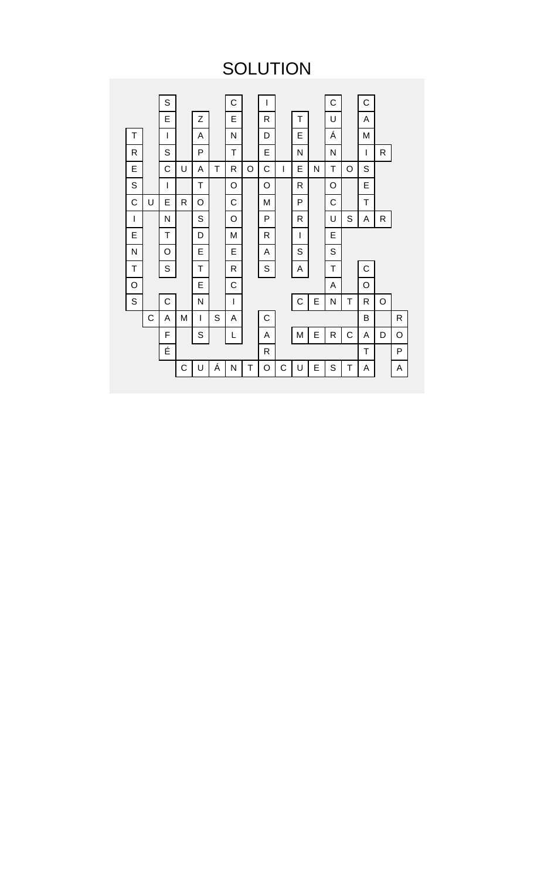# SOLUTION

| | | | | | | | | | | | | | | | | |
|---|---|---|---|---|---|---|---|---|---|---|---|---|---|---|---|---|
| | | S | | | | C | | I | | | | C | | C | | |
| | | E | | Z | | E | | R | | T | | U | | A | | |
| T | | I | | A | | N | | D | | E | | Á | | M | | |
| R | | S | | P | | T | | E | | N | | N | | I | R | |
| E | | C | U | A | T | R | O | C | I | E | N | T | O | S | | |
| S | | I | | T | | O | | O | | R | | O | | E | | |
| C | U | E | R | O | | C | | M | | P | | C | | T | | |
| I | | N | | S | | O | | P | | R | | U | S | A | R | |
| E | | T | | D | | M | | R | | I | | E | | | | |
| N | | O | | E | | E | | A | | S | | S | | | | |
| T | | S | | T | | R | | S | | A | | T | | C | | |
| O | | | | E | | C | | | | | | A | | O | | |
| S | | C | | N | | I | | | | C | E | N | T | R | O | |
| | C | A | M | I | S | A | | C | | | | | | B | | R |
| | | F | | S | | L | | A | | M | E | R | C | A | D | O |
| | | É | | | | | | R | | | | | | T | | P |
| | | | C | U | Á | N | T | O | C | U | E | S | T | A | | A |